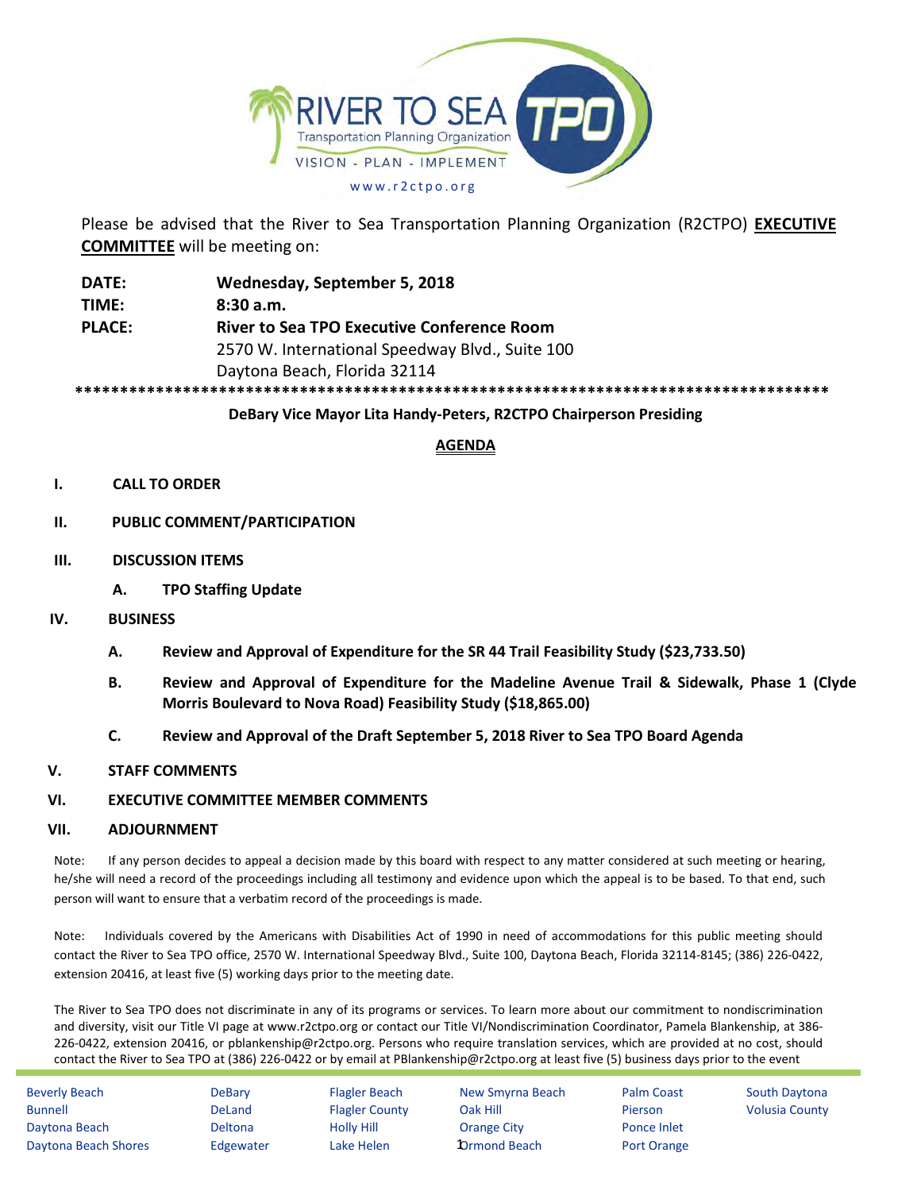RIVER TO SEA TPO
Transportation Planning Organization
VISION - PLAN - IMPLEMENT
www.r2ctpo.org

Please be advised that the River to Sea Transportation Planning Organization (R2CTPO) **EXECUTIVE COMMITTEE** will be meeting on:

**DATE:** **Wednesday, September 5, 2018**
**TIME:** **8:30 a.m.**
**PLACE:** **River to Sea TPO Executive Conference Room**
2570 W. International Speedway Blvd., Suite 100
Daytona Beach, Florida 32114

*************************************************************************************

**DeBary Vice Mayor Lita Handy-Peters, R2CTPO Chairperson Presiding**

**AGENDA**

**I. CALL TO ORDER**

**II. PUBLIC COMMENT/PARTICIPATION**

**III. DISCUSSION ITEMS**

**A. TPO Staffing Update**

**IV. BUSINESS**

**A. Review and Approval of Expenditure for the SR 44 Trail Feasibility Study ($23,733.50)**

**B. Review and Approval of Expenditure for the Madeline Avenue Trail & Sidewalk, Phase 1 (Clyde Morris Boulevard to Nova Road) Feasibility Study ($18,865.00)**

**C. Review and Approval of the Draft September 5, 2018 River to Sea TPO Board Agenda**

**V. STAFF COMMENTS**

**VI. EXECUTIVE COMMITTEE MEMBER COMMENTS**

**VII. ADJOURNMENT**

Note: If any person decides to appeal a decision made by this board with respect to any matter considered at such meeting or hearing, he/she will need a record of the proceedings including all testimony and evidence upon which the appeal is to be based. To that end, such person will want to ensure that a verbatim record of the proceedings is made.

Note: Individuals covered by the Americans with Disabilities Act of 1990 in need of accommodations for this public meeting should contact the River to Sea TPO office, 2570 W. International Speedway Blvd., Suite 100, Daytona Beach, Florida 32114-8145; (386) 226-0422, extension 20416, at least five (5) working days prior to the meeting date.

The River to Sea TPO does not discriminate in any of its programs or services. To learn more about our commitment to nondiscrimination and diversity, visit our Title VI page at www.r2ctpo.org or contact our Title VI/Nondiscrimination Coordinator, Pamela Blankenship, at 386-226-0422, extension 20416, or pblankenship@r2ctpo.org. Persons who require translation services, which are provided at no cost, should contact the River to Sea TPO at (386) 226-0422 or by email at PBlankenship@r2ctpo.org at least five (5) business days prior to the event

| | | | | | |
|---|---|---|---|---|---|
| Beverly Beach | DeBary | Flagler Beach | New Smyrna Beach | Palm Coast | South Daytona |
| Bunnell | DeLand | Flagler County | Oak Hill | Pierson | Volusia County |
| Daytona Beach | Deltona | Holly Hill | Orange City | Ponce Inlet | |
| Daytona Beach Shores | Edgewater | Lake Helen | Ormond Beach | Port Orange | |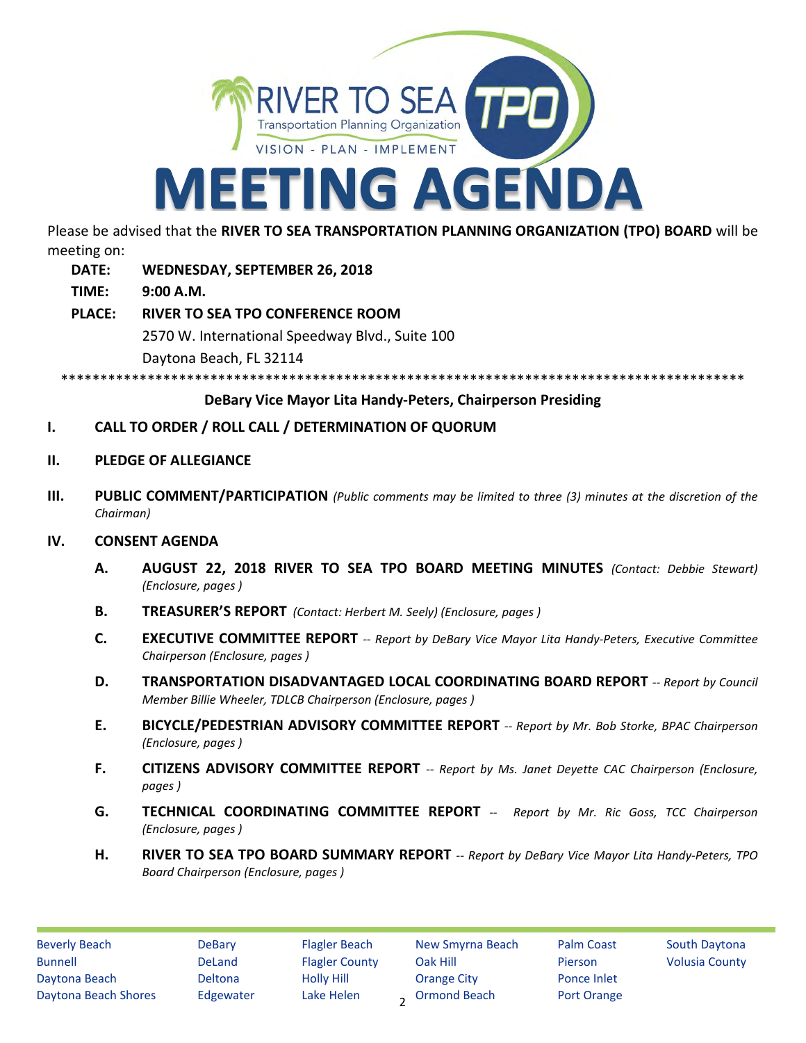# MEETING AGENDA

Please be advised that the **RIVER TO SEA TRANSPORTATION PLANNING ORGANIZATION (TPO) BOARD** will be meeting on:

**DATE: WEDNESDAY, SEPTEMBER 26, 2018**

**TIME: 9:00 A.M.**

**PLACE: RIVER TO SEA TPO CONFERENCE ROOM**
2570 W. International Speedway Blvd., Suite 100
Daytona Beach, FL 32114

\*\*\*\*\*\*\*\*\*\*\*\*\*\*\*\*\*\*\*\*\*\*\*\*\*\*\*\*\*\*\*\*\*\*\*\*\*\*\*\*\*\*\*\*\*\*\*\*\*\*\*\*\*\*\*\*\*\*\*\*\*\*\*\*\*\*\*\*\*\*\*\*\*\*\*\*\*\*\*\*\*\*\*\*\*\*\*\*

**DeBary Vice Mayor Lita Handy-Peters, Chairperson Presiding**

**I. CALL TO ORDER / ROLL CALL / DETERMINATION OF QUORUM**

**II. PLEDGE OF ALLEGIANCE**

**III. PUBLIC COMMENT/PARTICIPATION** *(Public comments may be limited to three (3) minutes at the discretion of the Chairman)*

**IV. CONSENT AGENDA**

**A. AUGUST 22, 2018 RIVER TO SEA TPO BOARD MEETING MINUTES** *(Contact: Debbie Stewart) (Enclosure, pages )*

**B. TREASURER'S REPORT** *(Contact: Herbert M. Seely) (Enclosure, pages )*

**C. EXECUTIVE COMMITTEE REPORT** *-- Report by DeBary Vice Mayor Lita Handy-Peters, Executive Committee Chairperson (Enclosure, pages )*

**D. TRANSPORTATION DISADVANTAGED LOCAL COORDINATING BOARD REPORT** *-- Report by Council Member Billie Wheeler, TDLCB Chairperson (Enclosure, pages )*

**E. BICYCLE/PEDESTRIAN ADVISORY COMMITTEE REPORT** *-- Report by Mr. Bob Storke, BPAC Chairperson (Enclosure, pages )*

**F. CITIZENS ADVISORY COMMITTEE REPORT** *-- Report by Ms. Janet Deyette CAC Chairperson (Enclosure, pages )*

**G. TECHNICAL COORDINATING COMMITTEE REPORT** *-- Report by Mr. Ric Goss, TCC Chairperson (Enclosure, pages )*

**H. RIVER TO SEA TPO BOARD SUMMARY REPORT** *-- Report by DeBary Vice Mayor Lita Handy-Peters, TPO Board Chairperson (Enclosure, pages )*

Beverly Beach, Bunnell, Daytona Beach, Daytona Beach Shores, DeBary, DeLand, Deltona, Edgewater, Flagler Beach, Flagler County, Holly Hill, Lake Helen, New Smyrna Beach, Oak Hill, Orange City, Ormond Beach, Palm Coast, Pierson, Ponce Inlet, Port Orange, South Daytona, Volusia County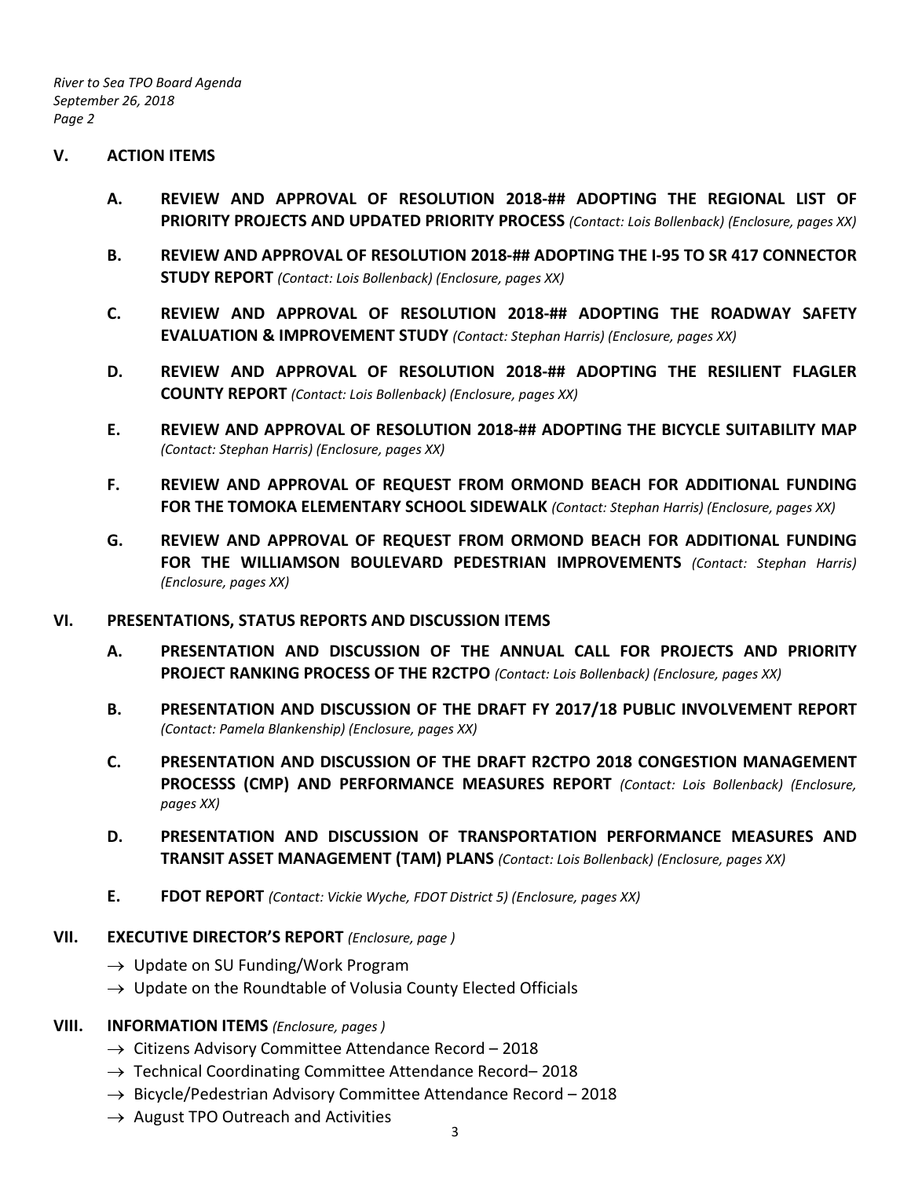## V. ACTION ITEMS

**A. REVIEW AND APPROVAL OF RESOLUTION 2018-## ADOPTING THE REGIONAL LIST OF PRIORITY PROJECTS AND UPDATED PRIORITY PROCESS** *(Contact: Lois Bollenback) (Enclosure, pages XX)*

**B. REVIEW AND APPROVAL OF RESOLUTION 2018-## ADOPTING THE I-95 TO SR 417 CONNECTOR STUDY REPORT** *(Contact: Lois Bollenback) (Enclosure, pages XX)*

**C. REVIEW AND APPROVAL OF RESOLUTION 2018-## ADOPTING THE ROADWAY SAFETY EVALUATION & IMPROVEMENT STUDY** *(Contact: Stephan Harris) (Enclosure, pages XX)*

**D. REVIEW AND APPROVAL OF RESOLUTION 2018-## ADOPTING THE RESILIENT FLAGLER COUNTY REPORT** *(Contact: Lois Bollenback) (Enclosure, pages XX)*

**E. REVIEW AND APPROVAL OF RESOLUTION 2018-## ADOPTING THE BICYCLE SUITABILITY MAP** *(Contact: Stephan Harris) (Enclosure, pages XX)*

**F. REVIEW AND APPROVAL OF REQUEST FROM ORMOND BEACH FOR ADDITIONAL FUNDING FOR THE TOMOKA ELEMENTARY SCHOOL SIDEWALK** *(Contact: Stephan Harris) (Enclosure, pages XX)*

**G. REVIEW AND APPROVAL OF REQUEST FROM ORMOND BEACH FOR ADDITIONAL FUNDING FOR THE WILLIAMSON BOULEVARD PEDESTRIAN IMPROVEMENTS** *(Contact: Stephan Harris) (Enclosure, pages XX)*

## VI. PRESENTATIONS, STATUS REPORTS AND DISCUSSION ITEMS

**A. PRESENTATION AND DISCUSSION OF THE ANNUAL CALL FOR PROJECTS AND PRIORITY PROJECT RANKING PROCESS OF THE R2CTPO** *(Contact: Lois Bollenback) (Enclosure, pages XX)*

**B. PRESENTATION AND DISCUSSION OF THE DRAFT FY 2017/18 PUBLIC INVOLVEMENT REPORT** *(Contact: Pamela Blankenship) (Enclosure, pages XX)*

**C. PRESENTATION AND DISCUSSION OF THE DRAFT R2CTPO 2018 CONGESTION MANAGEMENT PROCESSS (CMP) AND PERFORMANCE MEASURES REPORT** *(Contact: Lois Bollenback) (Enclosure, pages XX)*

**D. PRESENTATION AND DISCUSSION OF TRANSPORTATION PERFORMANCE MEASURES AND TRANSIT ASSET MANAGEMENT (TAM) PLANS** *(Contact: Lois Bollenback) (Enclosure, pages XX)*

**E. FDOT REPORT** *(Contact: Vickie Wyche, FDOT District 5) (Enclosure, pages XX)*

## VII. EXECUTIVE DIRECTOR'S REPORT *(Enclosure, page )*

→ Update on SU Funding/Work Program

→ Update on the Roundtable of Volusia County Elected Officials

## VIII. INFORMATION ITEMS *(Enclosure, pages )*

→ Citizens Advisory Committee Attendance Record – 2018

→ Technical Coordinating Committee Attendance Record– 2018

→ Bicycle/Pedestrian Advisory Committee Attendance Record – 2018

→ August TPO Outreach and Activities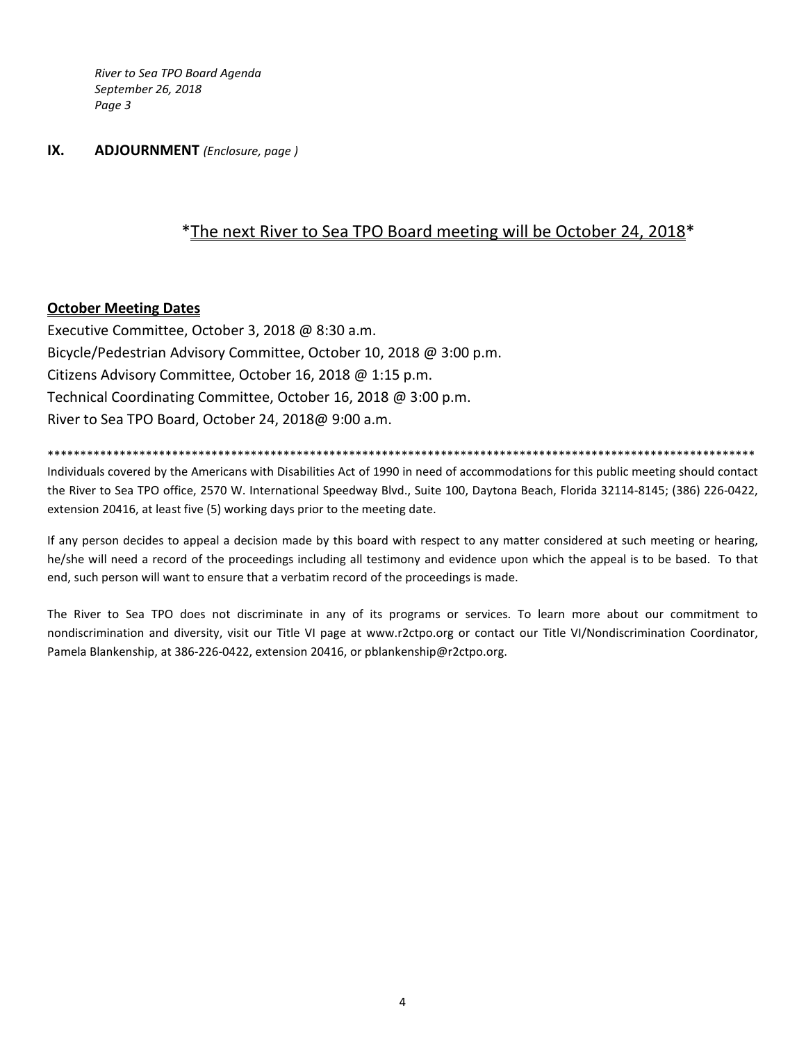**IX. ADJOURNMENT** *(Enclosure, page )*

*The next River to Sea TPO Board meeting will be October 24, 2018*

**October Meeting Dates**

Executive Committee, October 3, 2018 @ 8:30 a.m.
Bicycle/Pedestrian Advisory Committee, October 10, 2018 @ 3:00 p.m.
Citizens Advisory Committee, October 16, 2018 @ 1:15 p.m.
Technical Coordinating Committee, October 16, 2018 @ 3:00 p.m.
River to Sea TPO Board, October 24, 2018@ 9:00 a.m.

*****************************************************************************************************************

Individuals covered by the Americans with Disabilities Act of 1990 in need of accommodations for this public meeting should contact the River to Sea TPO office, 2570 W. International Speedway Blvd., Suite 100, Daytona Beach, Florida 32114-8145; (386) 226-0422, extension 20416, at least five (5) working days prior to the meeting date.

If any person decides to appeal a decision made by this board with respect to any matter considered at such meeting or hearing, he/she will need a record of the proceedings including all testimony and evidence upon which the appeal is to be based. To that end, such person will want to ensure that a verbatim record of the proceedings is made.

The River to Sea TPO does not discriminate in any of its programs or services. To learn more about our commitment to nondiscrimination and diversity, visit our Title VI page at www.r2ctpo.org or contact our Title VI/Nondiscrimination Coordinator, Pamela Blankenship, at 386-226-0422, extension 20416, or pblankenship@r2ctpo.org.